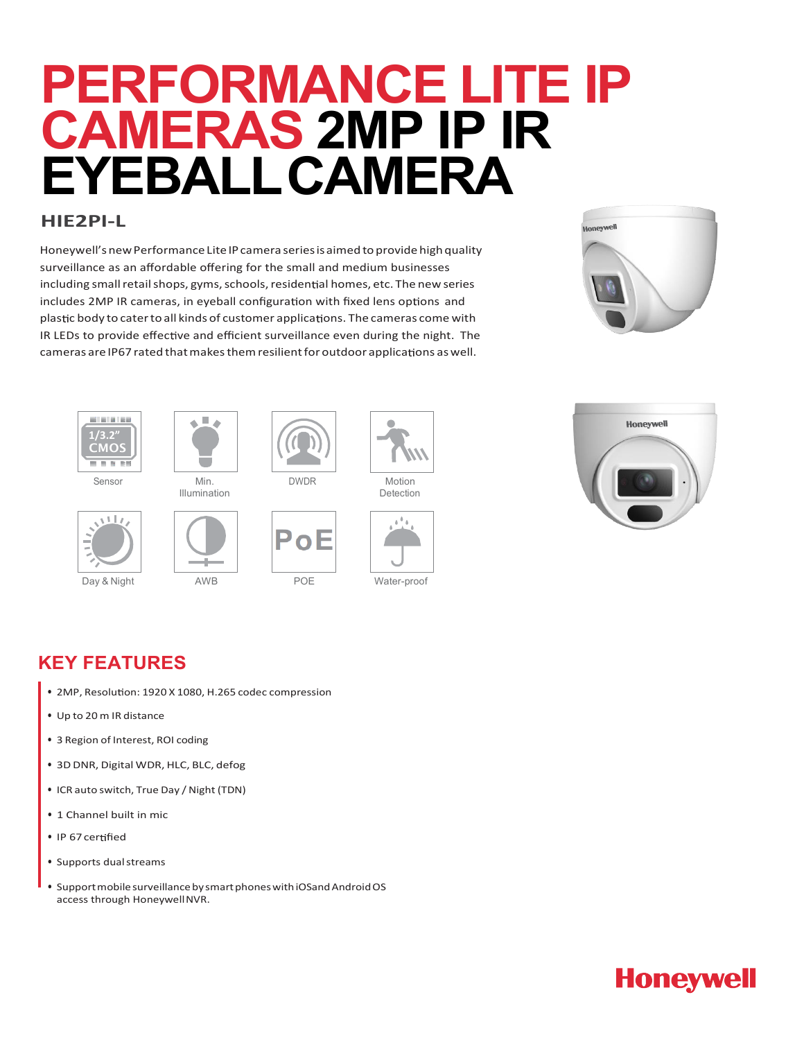# PERFORMANCE LITE IP CAMERAS 2MP IP IR EYEBALL CAMERA

## HIE2PI-L

Honeywell's new Performance Lite IP camera series is aimed to provide high quality surveillance as an affordable offering for the small and medium businesses including small retail shops, gyms, schools, residential homes, etc. The new series includes 2MP IR cameras, in eyeball configuration with fixed lens options and plastic body to cater to all kinds of customer applications. The cameras come with IR LEDs to provide effective and efficient surveillance even during the night. The cameras are IP67 rated that makes them resilient for outdoor applications as well.

1/3.2" CMOS Sensor | Min. Illumination | DWDR | Motion Detection

Day & Night | AWB | POE | Water-proof

## KEY FEATURES

- 2MP, Resolution: 1920 X 1080, H.265 codec compression
- Up to 20 m IR distance
- 3 Region of Interest, ROI coding
- 3D DNR, Digital WDR, HLC, BLC, defog
- ICR auto switch, True Day / Night (TDN)
- 1 Channel built in mic
- IP 67 certified
- Supports dual streams
- Support mobile surveillance by smart phones with iOS and Android OS access through Honeywell NVR.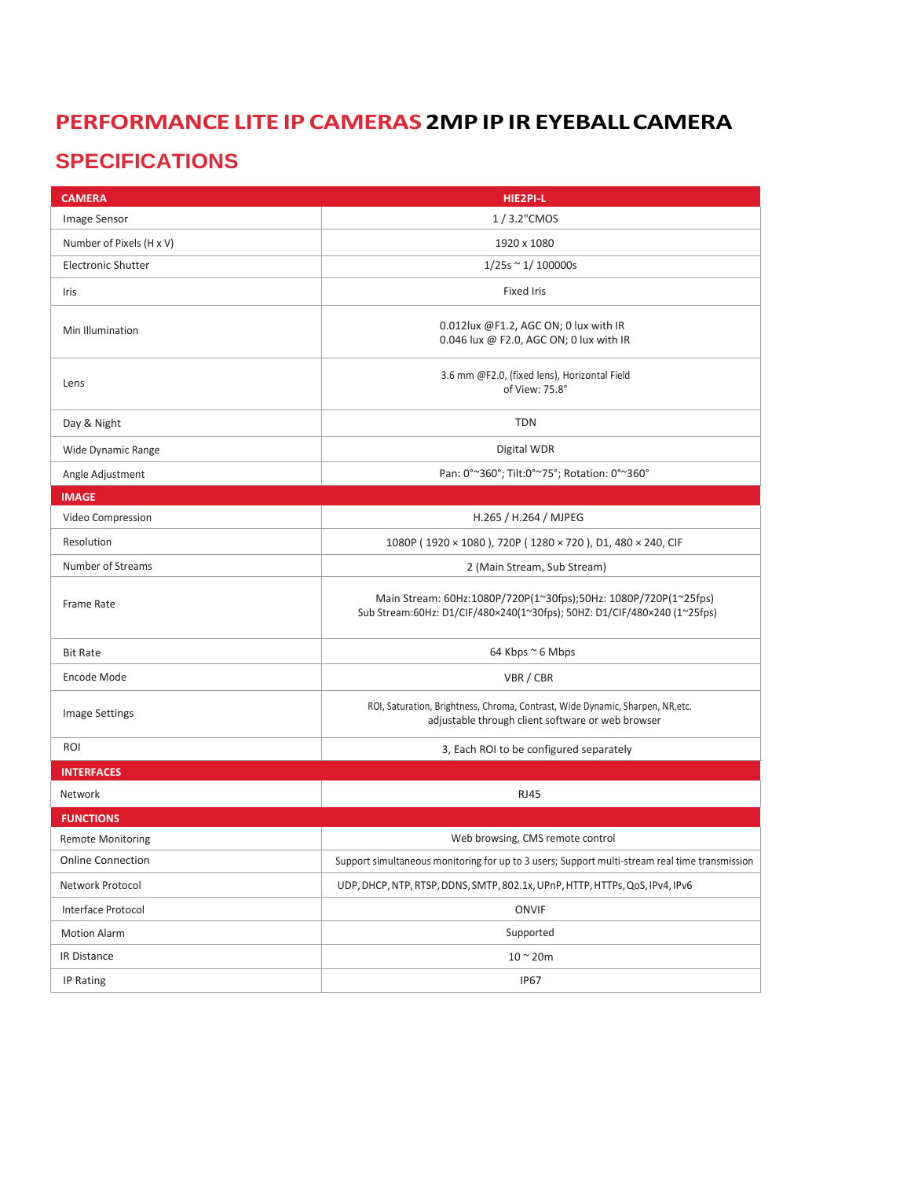# PERFORMANCE LITE IP CAMERAS 2MP IP IR EYEBALL CAMERA

## SPECIFICATIONS

| CAMERA | HIE2PI-L |
|---|---|
| Image Sensor | 1 / 3.2"CMOS |
| Number of Pixels (H x V) | 1920 x 1080 |
| Electronic Shutter | 1/25s ~ 1/ 100000s |
| Iris | Fixed Iris |
| Min Illumination | 0.012lux @F1.2, AGC ON; 0 lux with IR<br>0.046 lux @ F2.0, AGC ON; 0 lux with IR |
| Lens | 3.6 mm @F2.0, (fixed lens), Horizontal Field of View: 75.8° |
| Day & Night | TDN |
| Wide Dynamic Range | Digital WDR |
| Angle Adjustment | Pan: 0°~360°; Tilt:0°~75°; Rotation: 0°~360° |
| **IMAGE** | |
| Video Compression | H.265 / H.264 / MJPEG |
| Resolution | 1080P ( 1920 × 1080 ), 720P ( 1280 × 720 ), D1, 480 × 240, CIF |
| Number of Streams | 2 (Main Stream, Sub Stream) |
| Frame Rate | Main Stream: 60Hz:1080P/720P(1~30fps);50Hz: 1080P/720P(1~25fps)<br>Sub Stream:60Hz: D1/CIF/480×240(1~30fps); 50HZ: D1/CIF/480×240 (1~25fps) |
| Bit Rate | 64 Kbps ~ 6 Mbps |
| Encode Mode | VBR / CBR |
| Image Settings | ROI, Saturation, Brightness, Chroma, Contrast, Wide Dynamic, Sharpen, NR,etc. adjustable through client software or web browser |
| ROI | 3, Each ROI to be configured separately |
| **INTERFACES** | |
| Network | RJ45 |
| **FUNCTIONS** | |
| Remote Monitoring | Web browsing, CMS remote control |
| Online Connection | Support simultaneous monitoring for up to 3 users; Support multi-stream real time transmission |
| Network Protocol | UDP, DHCP, NTP, RTSP, DDNS, SMTP, 802.1x, UPnP, HTTP, HTTPs, QoS, IPv4, IPv6 |
| Interface Protocol | ONVIF |
| Motion Alarm | Supported |
| IR Distance | 10 ~ 20m |
| IP Rating | IP67 |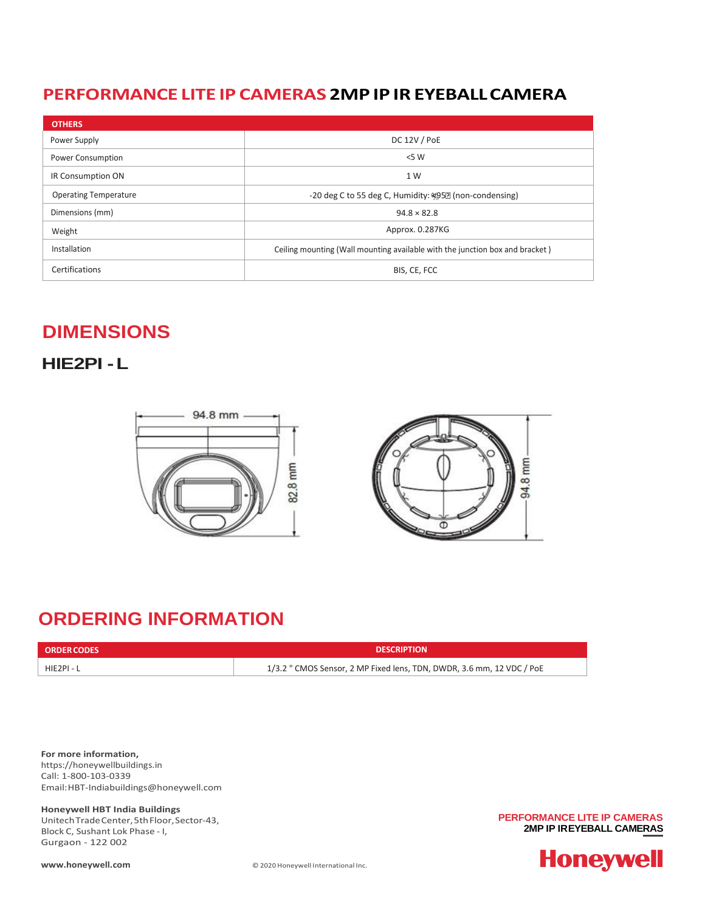## PERFORMANCE LITE IP CAMERAS 2MP IP IR EYEBALL CAMERA

| OTHERS | |
|---|---|
| Power Supply | DC 12V / PoE |
| Power Consumption | <5 W |
| IR Consumption ON | 1 W |
| Operating Temperature | -20 deg C to 55 deg C, Humidity: ≤95% (non-condensing) |
| Dimensions (mm) | 94.8 × 82.8 |
| Weight | Approx. 0.287KG |
| Installation | Ceiling mounting (Wall mounting available with the junction box and bracket ) |
| Certifications | BIS, CE, FCC |

## DIMENSIONS

### HIE2PI - L

94.8 mm

82.8 mm

94.8 mm

## ORDERING INFORMATION

| ORDER CODES | DESCRIPTION |
|---|---|
| HIE2PI - L | 1/3.2 " CMOS Sensor, 2 MP Fixed lens, TDN, DWDR, 3.6 mm, 12 VDC / PoE |

**For more information,**
https://honeywellbuildings.in
Call: 1-800-103-0339
Email: HBT-Indiabuildings@honeywell.com

**Honeywell HBT India Buildings**
Unitech Trade Center, 5th Floor, Sector-43,
Block C, Sushant Lok Phase - I,
Gurgaon - 122 002

**www.honeywell.com**

© 2020 Honeywell International Inc.

PERFORMANCE LITE IP CAMERAS
**2MP IP IR EYEBALL CAMERAS**

**Honeywell**